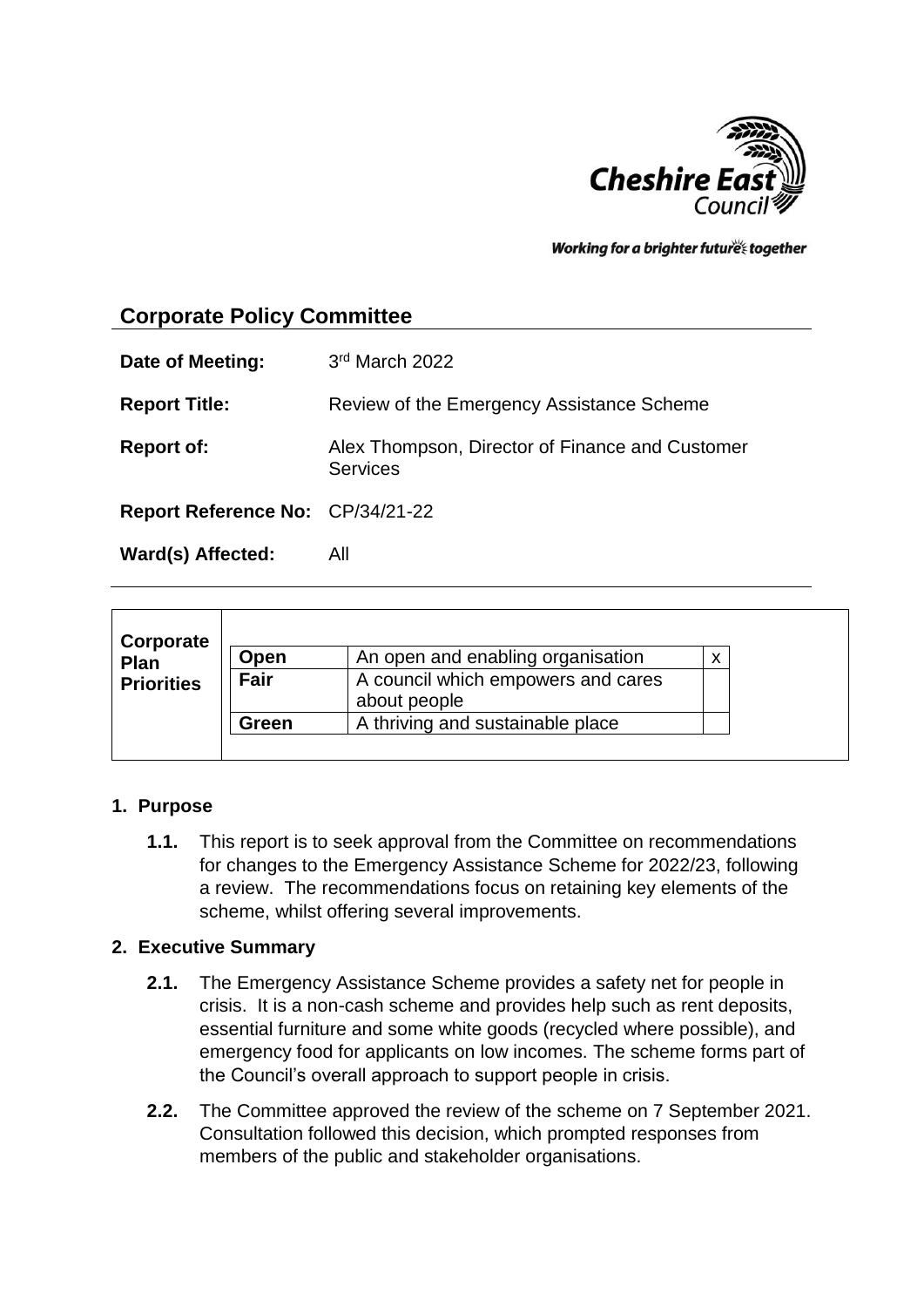Working for a brighter future together

## Corporate Policy Committee

**Date of Meeting:** 3rd March 2022

**Report Title:** Review of the Emergency Assistance Scheme

**Report of:** Alex Thompson, Director of Finance and Customer Services

**Report Reference No:** CP/34/21-22

**Ward(s) Affected:** All

| Corporate Plan Priorities | | | |
|---|---|---|---|
| | **Open** | An open and enabling organisation | x |
| | **Fair** | A council which empowers and cares about people | |
| | **Green** | A thriving and sustainable place | |

### 1. Purpose

**1.1.** This report is to seek approval from the Committee on recommendations for changes to the Emergency Assistance Scheme for 2022/23, following a review. The recommendations focus on retaining key elements of the scheme, whilst offering several improvements.

### 2. Executive Summary

**2.1.** The Emergency Assistance Scheme provides a safety net for people in crisis. It is a non-cash scheme and provides help such as rent deposits, essential furniture and some white goods (recycled where possible), and emergency food for applicants on low incomes. The scheme forms part of the Council's overall approach to support people in crisis.

**2.2.** The Committee approved the review of the scheme on 7 September 2021. Consultation followed this decision, which prompted responses from members of the public and stakeholder organisations.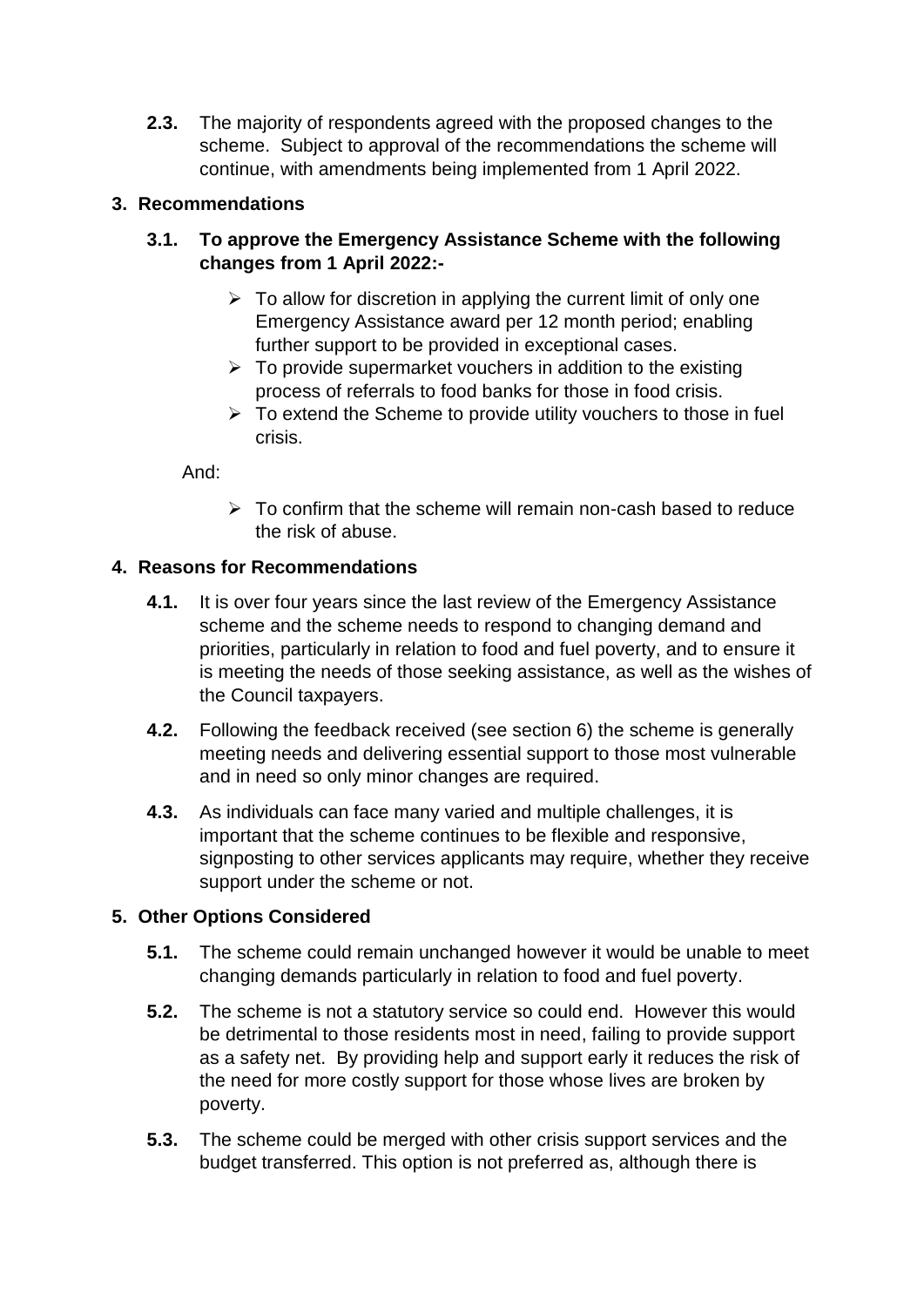**2.3.** The majority of respondents agreed with the proposed changes to the scheme. Subject to approval of the recommendations the scheme will continue, with amendments being implemented from 1 April 2022.

## 3. Recommendations

**3.1. To approve the Emergency Assistance Scheme with the following changes from 1 April 2022:-**

- To allow for discretion in applying the current limit of only one Emergency Assistance award per 12 month period; enabling further support to be provided in exceptional cases.
- To provide supermarket vouchers in addition to the existing process of referrals to food banks for those in food crisis.
- To extend the Scheme to provide utility vouchers to those in fuel crisis.

And:

- To confirm that the scheme will remain non-cash based to reduce the risk of abuse.

## 4. Reasons for Recommendations

**4.1.** It is over four years since the last review of the Emergency Assistance scheme and the scheme needs to respond to changing demand and priorities, particularly in relation to food and fuel poverty, and to ensure it is meeting the needs of those seeking assistance, as well as the wishes of the Council taxpayers.

**4.2.** Following the feedback received (see section 6) the scheme is generally meeting needs and delivering essential support to those most vulnerable and in need so only minor changes are required.

**4.3.** As individuals can face many varied and multiple challenges, it is important that the scheme continues to be flexible and responsive, signposting to other services applicants may require, whether they receive support under the scheme or not.

## 5. Other Options Considered

**5.1.** The scheme could remain unchanged however it would be unable to meet changing demands particularly in relation to food and fuel poverty.

**5.2.** The scheme is not a statutory service so could end. However this would be detrimental to those residents most in need, failing to provide support as a safety net. By providing help and support early it reduces the risk of the need for more costly support for those whose lives are broken by poverty.

**5.3.** The scheme could be merged with other crisis support services and the budget transferred. This option is not preferred as, although there is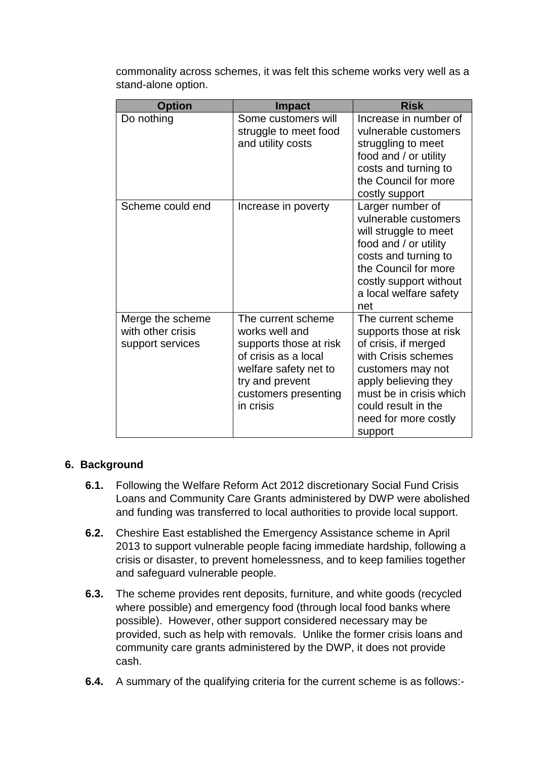commonality across schemes, it was felt this scheme works very well as a stand-alone option.

| Option | Impact | Risk |
|---|---|---|
| Do nothing | Some customers will struggle to meet food and utility costs | Increase in number of vulnerable customers struggling to meet food and / or utility costs and turning to the Council for more costly support |
| Scheme could end | Increase in poverty | Larger number of vulnerable customers will struggle to meet food and / or utility costs and turning to the Council for more costly support without a local welfare safety net |
| Merge the scheme with other crisis support services | The current scheme works well and supports those at risk of crisis as a local welfare safety net to try and prevent customers presenting in crisis | The current scheme supports those at risk of crisis, if merged with Crisis schemes customers may not apply believing they must be in crisis which could result in the need for more costly support |

## 6. Background

**6.1.** Following the Welfare Reform Act 2012 discretionary Social Fund Crisis Loans and Community Care Grants administered by DWP were abolished and funding was transferred to local authorities to provide local support.

**6.2.** Cheshire East established the Emergency Assistance scheme in April 2013 to support vulnerable people facing immediate hardship, following a crisis or disaster, to prevent homelessness, and to keep families together and safeguard vulnerable people.

**6.3.** The scheme provides rent deposits, furniture, and white goods (recycled where possible) and emergency food (through local food banks where possible). However, other support considered necessary may be provided, such as help with removals. Unlike the former crisis loans and community care grants administered by the DWP, it does not provide cash.

**6.4.** A summary of the qualifying criteria for the current scheme is as follows:-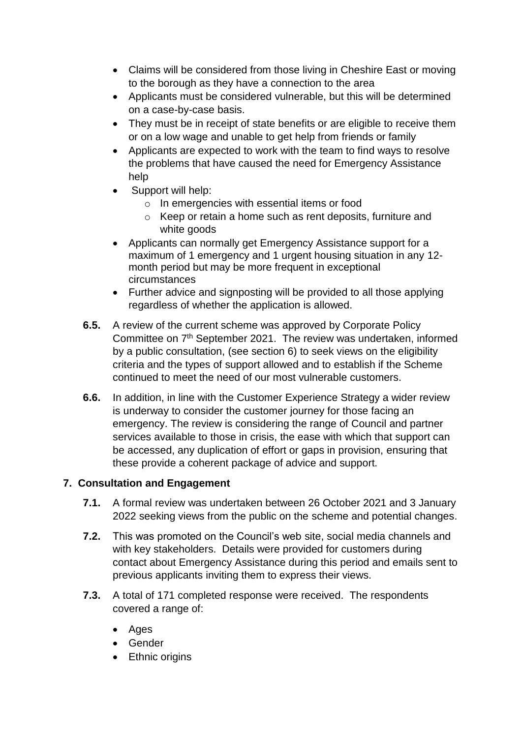- Claims will be considered from those living in Cheshire East or moving to the borough as they have a connection to the area
- Applicants must be considered vulnerable, but this will be determined on a case-by-case basis.
- They must be in receipt of state benefits or are eligible to receive them or on a low wage and unable to get help from friends or family
- Applicants are expected to work with the team to find ways to resolve the problems that have caused the need for Emergency Assistance help
- Support will help:
    - In emergencies with essential items or food
    - Keep or retain a home such as rent deposits, furniture and white goods
- Applicants can normally get Emergency Assistance support for a maximum of 1 emergency and 1 urgent housing situation in any 12-month period but may be more frequent in exceptional circumstances
- Further advice and signposting will be provided to all those applying regardless of whether the application is allowed.

**6.5.** A review of the current scheme was approved by Corporate Policy Committee on 7th September 2021. The review was undertaken, informed by a public consultation, (see section 6) to seek views on the eligibility criteria and the types of support allowed and to establish if the Scheme continued to meet the need of our most vulnerable customers.

**6.6.** In addition, in line with the Customer Experience Strategy a wider review is underway to consider the customer journey for those facing an emergency. The review is considering the range of Council and partner services available to those in crisis, the ease with which that support can be accessed, any duplication of effort or gaps in provision, ensuring that these provide a coherent package of advice and support.

## 7. Consultation and Engagement

**7.1.** A formal review was undertaken between 26 October 2021 and 3 January 2022 seeking views from the public on the scheme and potential changes.

**7.2.** This was promoted on the Council's web site, social media channels and with key stakeholders. Details were provided for customers during contact about Emergency Assistance during this period and emails sent to previous applicants inviting them to express their views.

**7.3.** A total of 171 completed response were received. The respondents covered a range of:

- Ages
- Gender
- Ethnic origins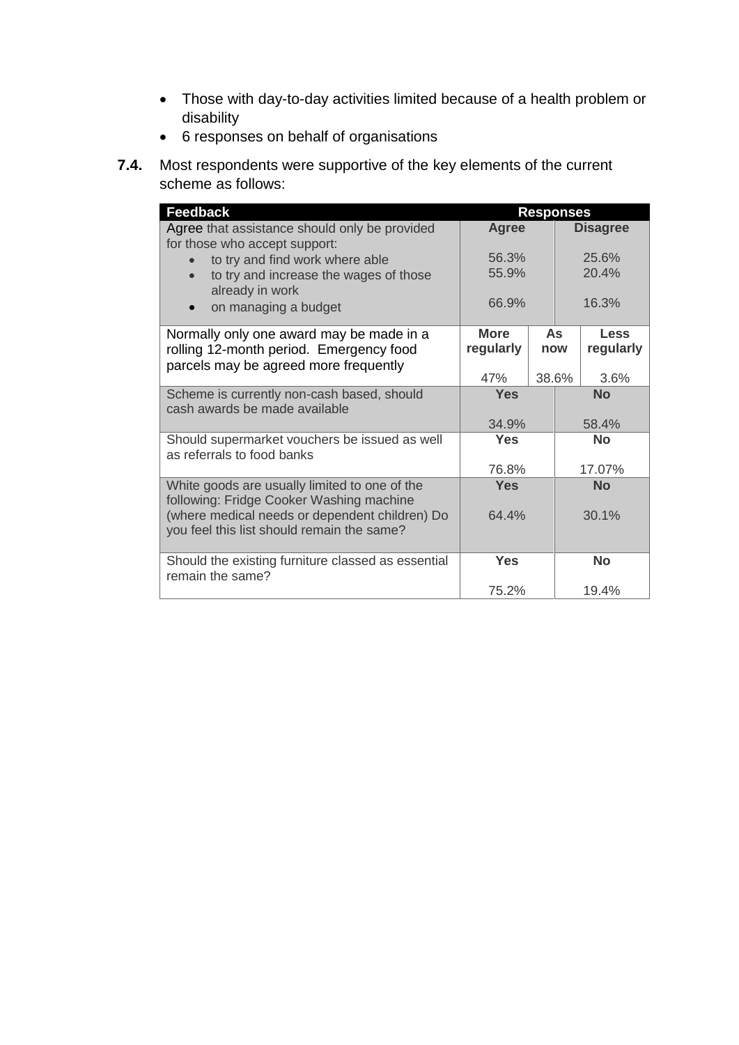- Those with day-to-day activities limited because of a health problem or disability
- 6 responses on behalf of organisations

**7.4.** Most respondents were supportive of the key elements of the current scheme as follows:

| Feedback | Responses | | |
|---|---|---|---|
| Agree that assistance should only be provided for those who accept support: | **Agree** | | **Disagree** |
| • to try and find work where able | 56.3% | | 25.6% |
| • to try and increase the wages of those already in work | 55.9% | | 20.4% |
| • on managing a budget | 66.9% | | 16.3% |
| Normally only one award may be made in a rolling 12-month period. Emergency food parcels may be agreed more frequently | **More regularly** | **As now** | **Less regularly** |
| | 47% | 38.6% | 3.6% |
| Scheme is currently non-cash based, should cash awards be made available | **Yes** | | **No** |
| | 34.9% | | 58.4% |
| Should supermarket vouchers be issued as well as referrals to food banks | **Yes** | | **No** |
| | 76.8% | | 17.07% |
| White goods are usually limited to one of the following: Fridge Cooker Washing machine (where medical needs or dependent children) Do you feel this list should remain the same? | **Yes** | | **No** |
| | 64.4% | | 30.1% |
| Should the existing furniture classed as essential remain the same? | **Yes** | | **No** |
| | 75.2% | | 19.4% |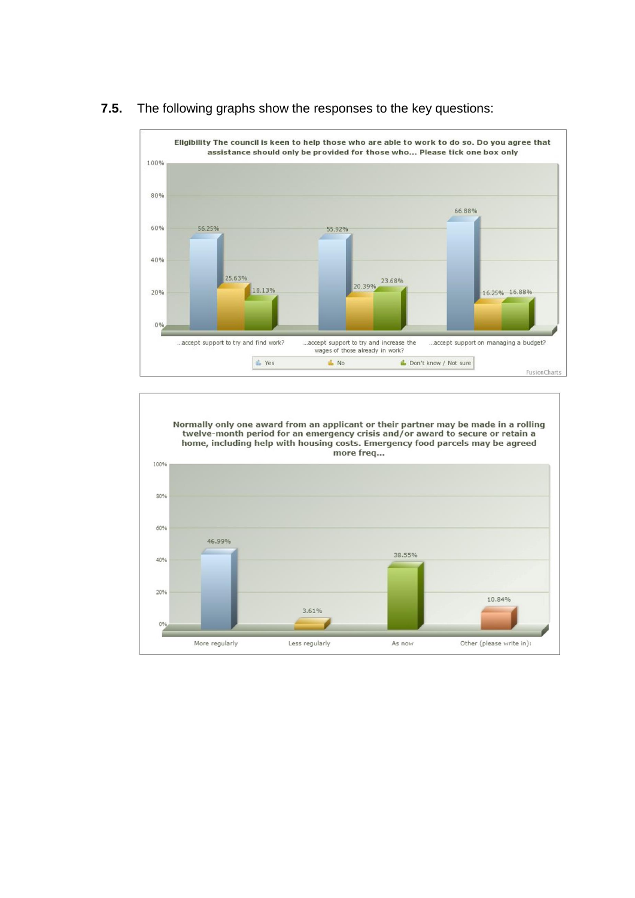**7.5.** The following graphs show the responses to the key questions:

**Eligibility The council is keen to help those who are able to work to do so. Do you agree that assistance should only be provided for those who... Please tick one box only**

| | Yes | No | Don't know / Not sure |
|---|---|---|---|
| ...accept support to try and find work? | 56.25% | 25.63% | 18.13% |
| ...accept support to try and increase the wages of those already in work? | 55.92% | 20.39% | 23.68% |
| ...accept support on managing a budget? | 66.88% | 16.25% | 16.88% |

**Normally only one award from an applicant or their partner may be made in a rolling twelve-month period for an emergency crisis and/or award to secure or retain a home, including help with housing costs. Emergency food parcels may be agreed more freq...**

| Response | % |
|---|---|
| More regularly | 46.99% |
| Less regularly | 3.61% |
| As now | 38.55% |
| Other (please write in): | 10.84% |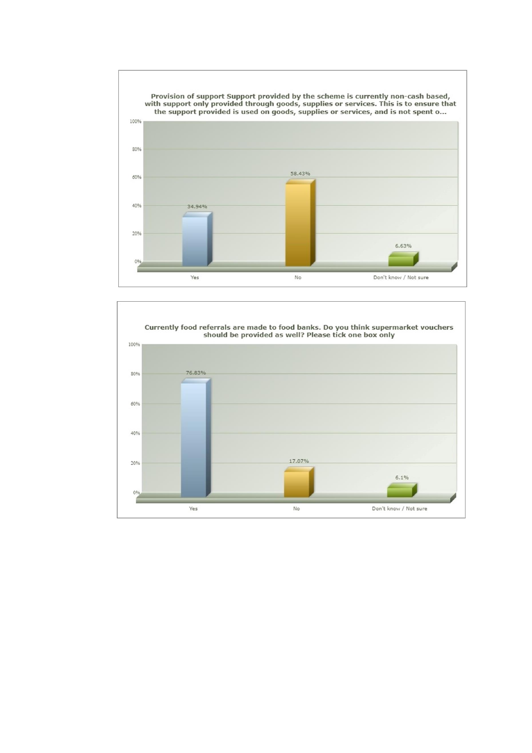**Provision of support Support provided by the scheme is currently non-cash based, with support only provided through goods, supplies or services. This is to ensure that the support provided is used on goods, supplies or services, and is not spent o...**

| Response | Percentage |
|---|---|
| Yes | 34.94% |
| No | 58.43% |
| Don't know / Not sure | 6.63% |

**Currently food referrals are made to food banks. Do you think supermarket vouchers should be provided as well? Please tick one box only**

| Response | Percentage |
|---|---|
| Yes | 76.83% |
| No | 17.07% |
| Don't know / Not sure | 6.1% |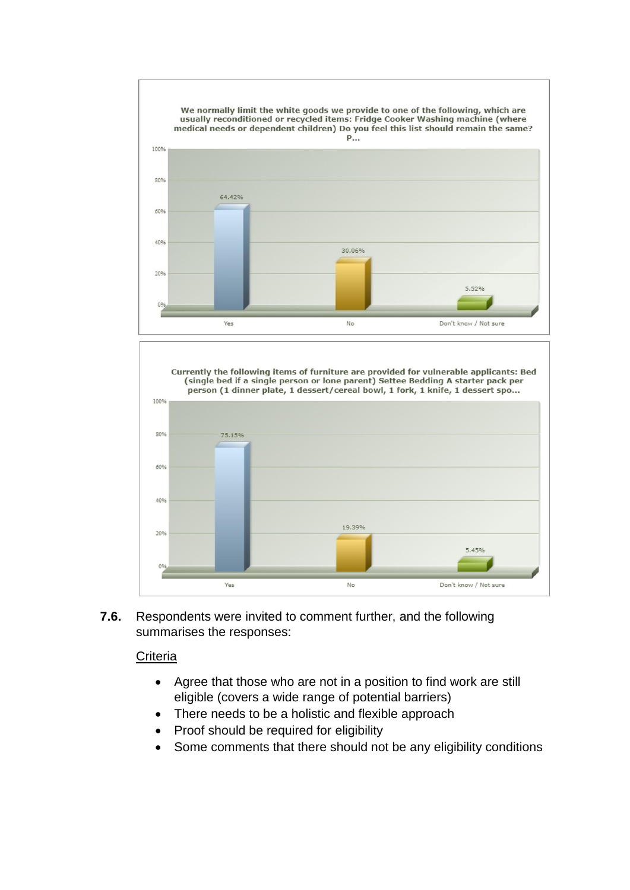We normally limit the white goods we provide to one of the following, which are usually reconditioned or recycled items: Fridge Cooker Washing machine (where medical needs or dependent children) Do you feel this list should remain the same? P...

| Response | Percentage |
| --- | --- |
| Yes | 64.42% |
| No | 30.06% |
| Don't know / Not sure | 5.52% |

Currently the following items of furniture are provided for vulnerable applicants: Bed (single bed if a single person or lone parent) Settee Bedding A starter pack per person (1 dinner plate, 1 dessert/cereal bowl, 1 fork, 1 knife, 1 dessert spo...

| Response | Percentage |
| --- | --- |
| Yes | 75.15% |
| No | 19.39% |
| Don't know / Not sure | 5.45% |

**7.6.** Respondents were invited to comment further, and the following summarises the responses:

<u>Criteria</u>

- Agree that those who are not in a position to find work are still eligible (covers a wide range of potential barriers)
- There needs to be a holistic and flexible approach
- Proof should be required for eligibility
- Some comments that there should not be any eligibility conditions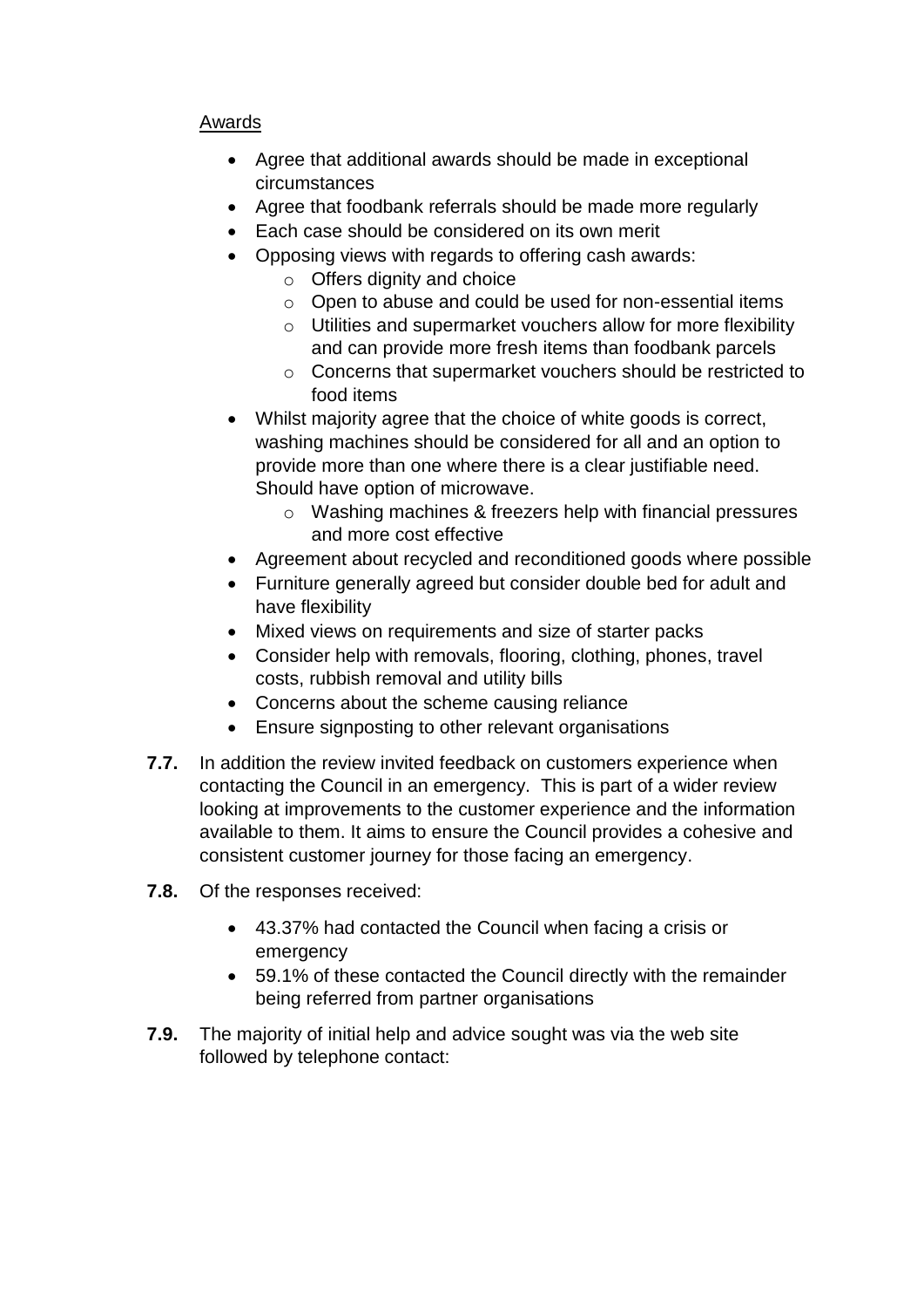Awards

- Agree that additional awards should be made in exceptional circumstances
- Agree that foodbank referrals should be made more regularly
- Each case should be considered on its own merit
- Opposing views with regards to offering cash awards:
    - Offers dignity and choice
    - Open to abuse and could be used for non-essential items
    - Utilities and supermarket vouchers allow for more flexibility and can provide more fresh items than foodbank parcels
    - Concerns that supermarket vouchers should be restricted to food items
- Whilst majority agree that the choice of white goods is correct, washing machines should be considered for all and an option to provide more than one where there is a clear justifiable need. Should have option of microwave.
    - Washing machines & freezers help with financial pressures and more cost effective
- Agreement about recycled and reconditioned goods where possible
- Furniture generally agreed but consider double bed for adult and have flexibility
- Mixed views on requirements and size of starter packs
- Consider help with removals, flooring, clothing, phones, travel costs, rubbish removal and utility bills
- Concerns about the scheme causing reliance
- Ensure signposting to other relevant organisations

**7.7.** In addition the review invited feedback on customers experience when contacting the Council in an emergency. This is part of a wider review looking at improvements to the customer experience and the information available to them. It aims to ensure the Council provides a cohesive and consistent customer journey for those facing an emergency.

**7.8.** Of the responses received:

- 43.37% had contacted the Council when facing a crisis or emergency
- 59.1% of these contacted the Council directly with the remainder being referred from partner organisations

**7.9.** The majority of initial help and advice sought was via the web site followed by telephone contact: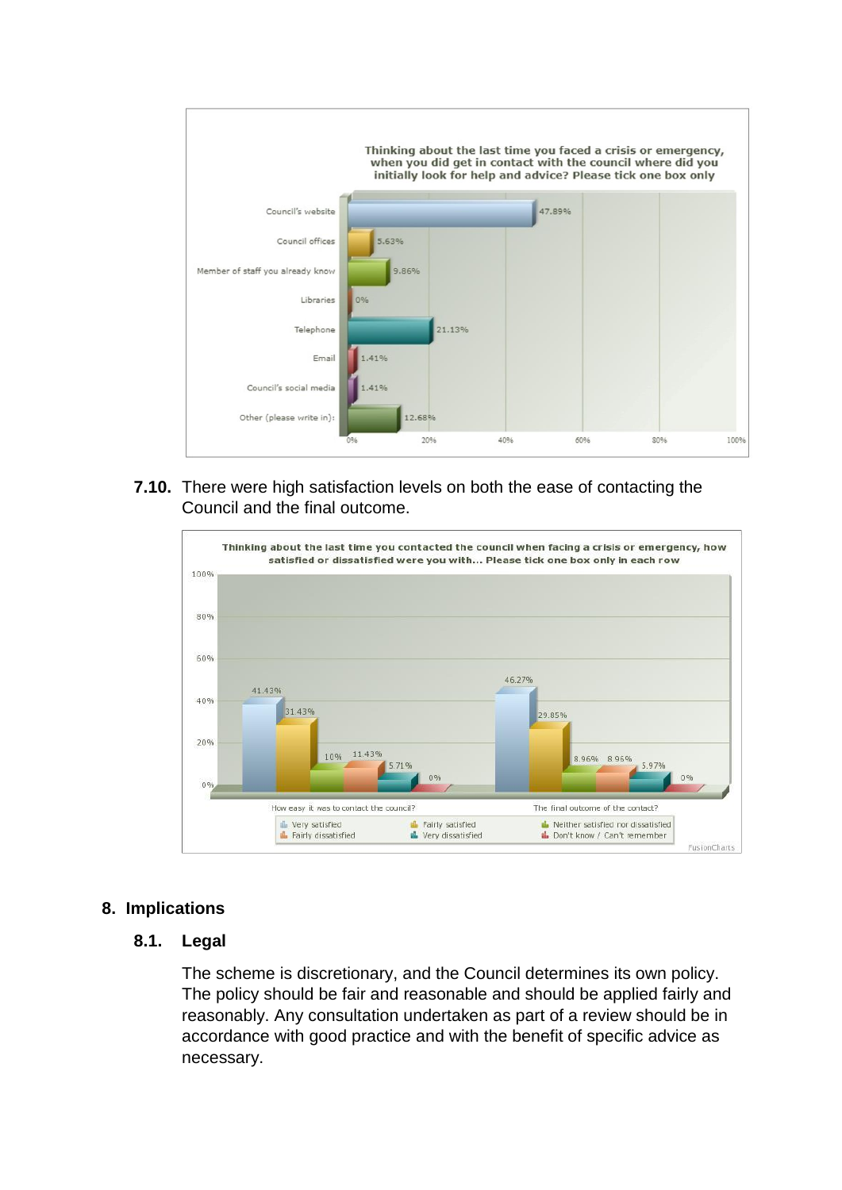**Thinking about the last time you faced a crisis or emergency, when you did get in contact with the council where did you initially look for help and advice? Please tick one box only**

| Response | Percentage |
|---|---|
| Council's website | 47.89% |
| Council offices | 5.63% |
| Member of staff you already know | 9.86% |
| Libraries | 0% |
| Telephone | 21.13% |
| Email | 1.41% |
| Council's social media | 1.41% |
| Other (please write in): | 12.68% |

**7.10.** There were high satisfaction levels on both the ease of contacting the Council and the final outcome.

**Thinking about the last time you contacted the council when facing a crisis or emergency, how satisfied or dissatisfied were you with... Please tick one box only in each row**

| | Very satisfied | Fairly satisfied | Neither satisfied nor dissatisfied | Fairly dissatisfied | Very dissatisfied | Don't know / Can't remember |
|---|---|---|---|---|---|---|
| How easy it was to contact the council? | 41.43% | 31.43% | 10% | 11.43% | 5.71% | 0% |
| The final outcome of the contact? | 46.27% | 29.85% | 8.96% | 8.96% | 5.97% | 0% |

## 8. Implications

### 8.1. Legal

The scheme is discretionary, and the Council determines its own policy. The policy should be fair and reasonable and should be applied fairly and reasonably. Any consultation undertaken as part of a review should be in accordance with good practice and with the benefit of specific advice as necessary.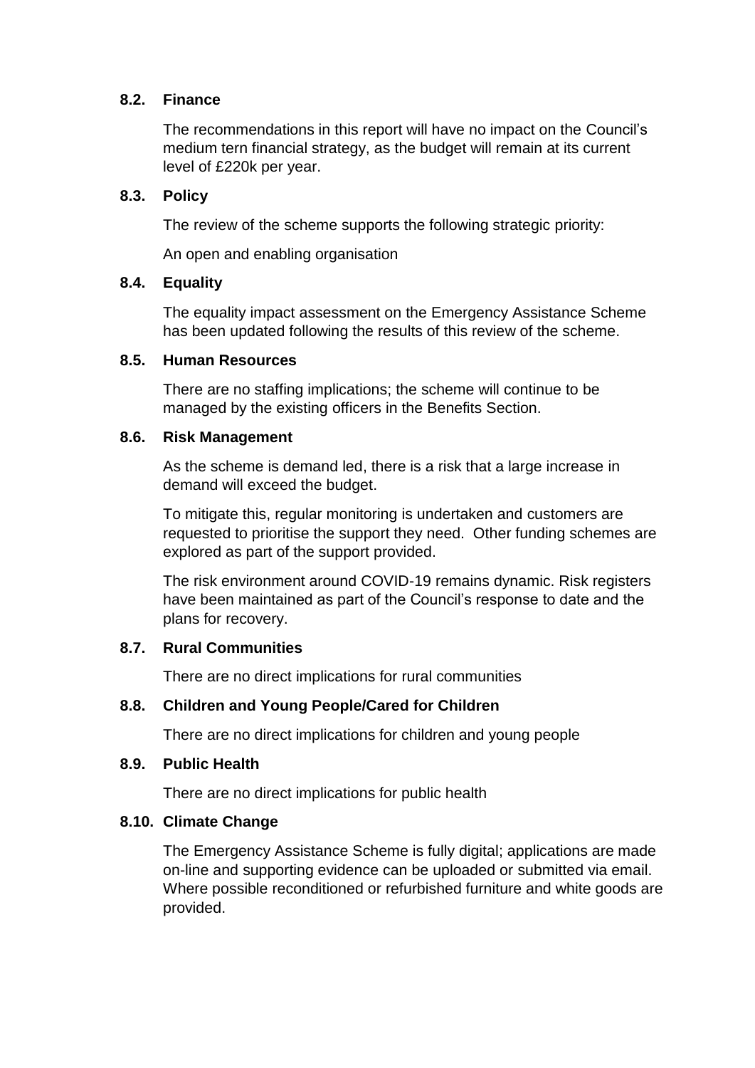### 8.2. Finance

The recommendations in this report will have no impact on the Council's medium tern financial strategy, as the budget will remain at its current level of £220k per year.

### 8.3. Policy

The review of the scheme supports the following strategic priority:

An open and enabling organisation

### 8.4. Equality

The equality impact assessment on the Emergency Assistance Scheme has been updated following the results of this review of the scheme.

### 8.5. Human Resources

There are no staffing implications; the scheme will continue to be managed by the existing officers in the Benefits Section.

### 8.6. Risk Management

As the scheme is demand led, there is a risk that a large increase in demand will exceed the budget.

To mitigate this, regular monitoring is undertaken and customers are requested to prioritise the support they need. Other funding schemes are explored as part of the support provided.

The risk environment around COVID-19 remains dynamic. Risk registers have been maintained as part of the Council's response to date and the plans for recovery.

### 8.7. Rural Communities

There are no direct implications for rural communities

### 8.8. Children and Young People/Cared for Children

There are no direct implications for children and young people

### 8.9. Public Health

There are no direct implications for public health

### 8.10. Climate Change

The Emergency Assistance Scheme is fully digital; applications are made on-line and supporting evidence can be uploaded or submitted via email. Where possible reconditioned or refurbished furniture and white goods are provided.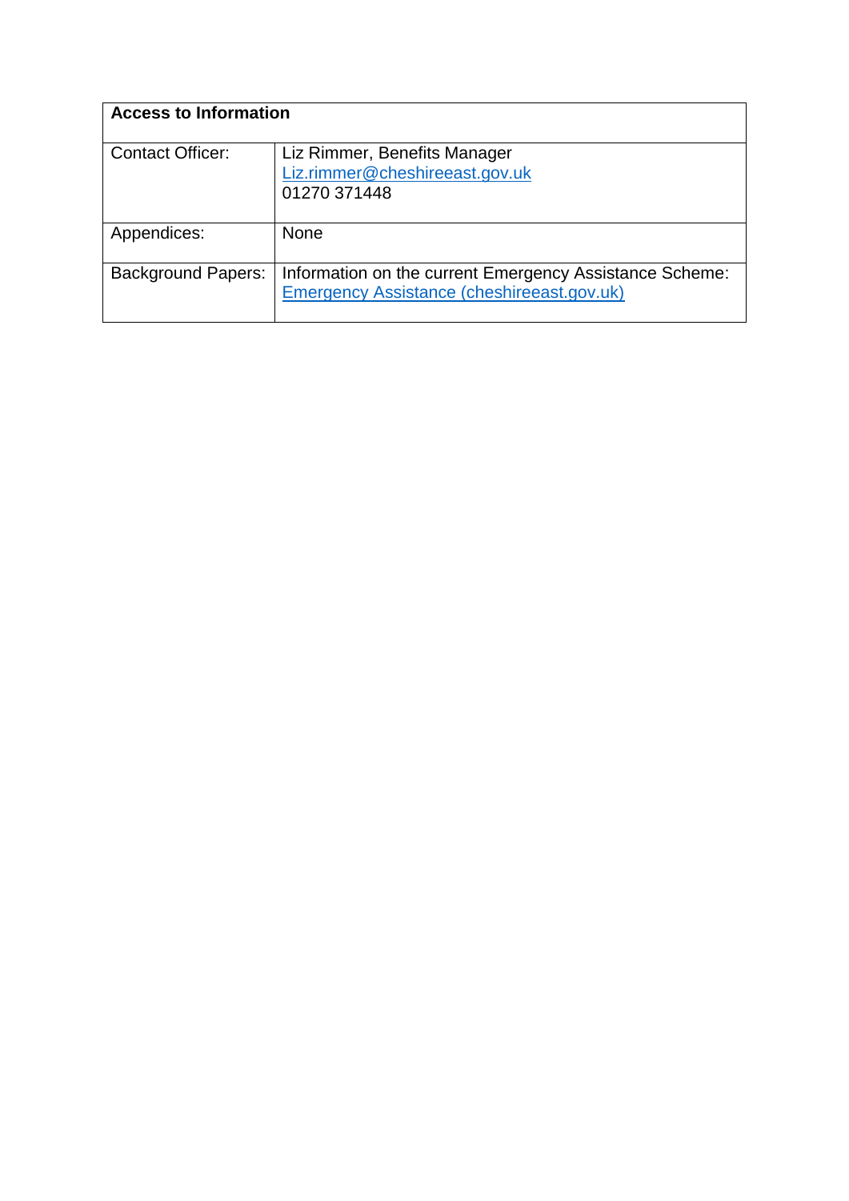| Access to Information | |
|---|---|
| Contact Officer: | Liz Rimmer, Benefits Manager<br>Liz.rimmer@cheshireeast.gov.uk<br>01270 371448 |
| Appendices: | None |
| Background Papers: | Information on the current Emergency Assistance Scheme:<br>Emergency Assistance (cheshireeast.gov.uk) |